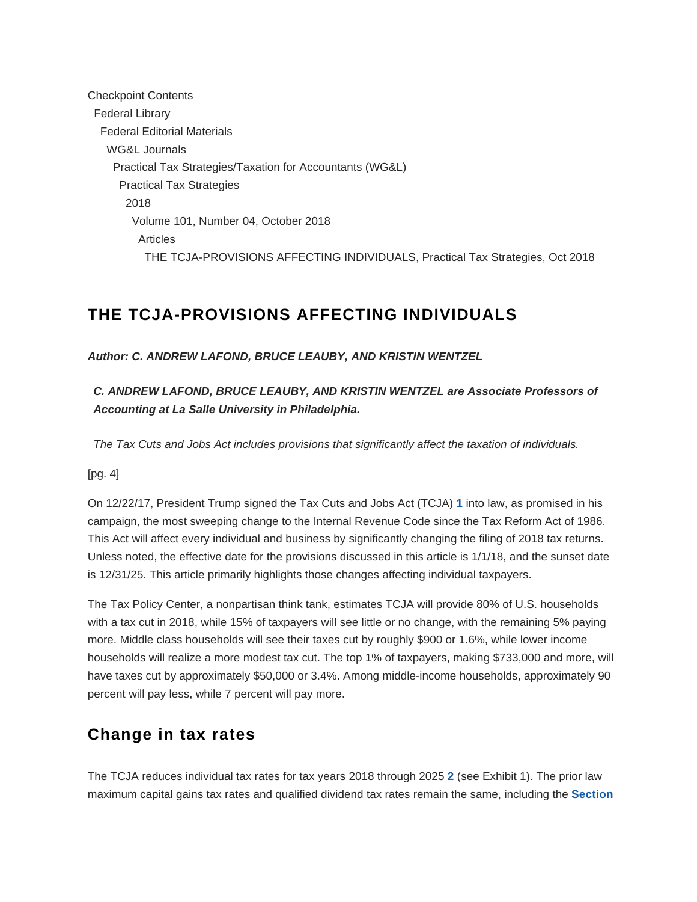Checkpoint Contents
Federal Library
Federal Editorial Materials
WG&L Journals
Practical Tax Strategies/Taxation for Accountants (WG&L)
Practical Tax Strategies
2018
Volume 101, Number 04, October 2018
Articles
THE TCJA-PROVISIONS AFFECTING INDIVIDUALS, Practical Tax Strategies, Oct 2018

## THE TCJA-PROVISIONS AFFECTING INDIVIDUALS

***Author: C. ANDREW LAFOND, BRUCE LEAUBY, AND KRISTIN WENTZEL***

***C. ANDREW LAFOND, BRUCE LEAUBY, AND KRISTIN WENTZEL are Associate Professors of Accounting at La Salle University in Philadelphia.***

*The Tax Cuts and Jobs Act includes provisions that significantly affect the taxation of individuals.*

[pg. 4]

On 12/22/17, President Trump signed the Tax Cuts and Jobs Act (TCJA) **1** into law, as promised in his campaign, the most sweeping change to the Internal Revenue Code since the Tax Reform Act of 1986. This Act will affect every individual and business by significantly changing the filing of 2018 tax returns. Unless noted, the effective date for the provisions discussed in this article is 1/1/18, and the sunset date is 12/31/25. This article primarily highlights those changes affecting individual taxpayers.

The Tax Policy Center, a nonpartisan think tank, estimates TCJA will provide 80% of U.S. households with a tax cut in 2018, while 15% of taxpayers will see little or no change, with the remaining 5% paying more. Middle class households will see their taxes cut by roughly $900 or 1.6%, while lower income households will realize a more modest tax cut. The top 1% of taxpayers, making $733,000 and more, will have taxes cut by approximately $50,000 or 3.4%. Among middle-income households, approximately 90 percent will pay less, while 7 percent will pay more.

## Change in tax rates

The TCJA reduces individual tax rates for tax years 2018 through 2025 **2** (see Exhibit 1). The prior law maximum capital gains tax rates and qualified dividend tax rates remain the same, including the **Section**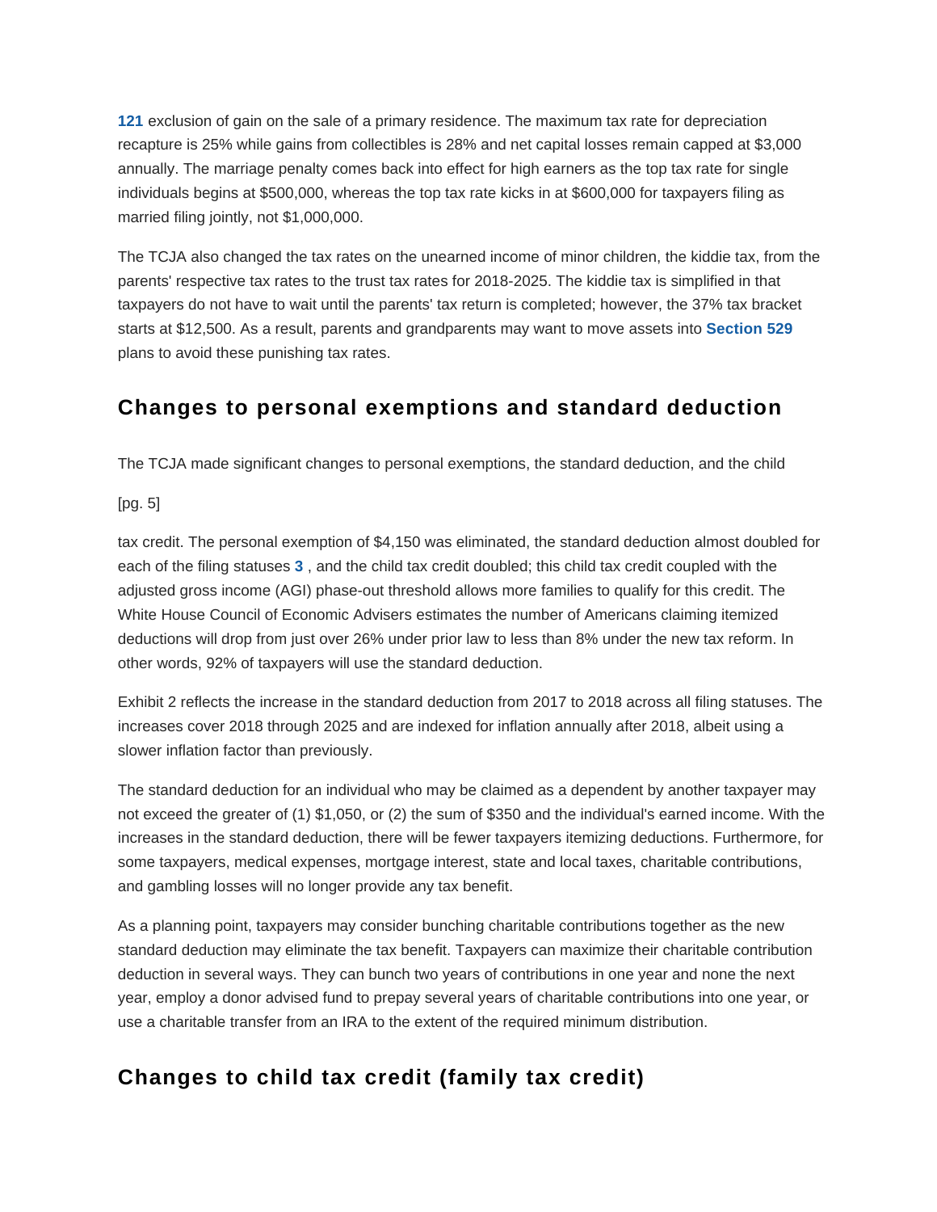121 exclusion of gain on the sale of a primary residence. The maximum tax rate for depreciation recapture is 25% while gains from collectibles is 28% and net capital losses remain capped at $3,000 annually. The marriage penalty comes back into effect for high earners as the top tax rate for single individuals begins at $500,000, whereas the top tax rate kicks in at $600,000 for taxpayers filing as married filing jointly, not $1,000,000.

The TCJA also changed the tax rates on the unearned income of minor children, the kiddie tax, from the parents' respective tax rates to the trust tax rates for 2018-2025. The kiddie tax is simplified in that taxpayers do not have to wait until the parents' tax return is completed; however, the 37% tax bracket starts at $12,500. As a result, parents and grandparents may want to move assets into **Section 529** plans to avoid these punishing tax rates.

## Changes to personal exemptions and standard deduction

The TCJA made significant changes to personal exemptions, the standard deduction, and the child

[pg. 5]

tax credit. The personal exemption of $4,150 was eliminated, the standard deduction almost doubled for each of the filing statuses **3** , and the child tax credit doubled; this child tax credit coupled with the adjusted gross income (AGI) phase-out threshold allows more families to qualify for this credit. The White House Council of Economic Advisers estimates the number of Americans claiming itemized deductions will drop from just over 26% under prior law to less than 8% under the new tax reform. In other words, 92% of taxpayers will use the standard deduction.

Exhibit 2 reflects the increase in the standard deduction from 2017 to 2018 across all filing statuses. The increases cover 2018 through 2025 and are indexed for inflation annually after 2018, albeit using a slower inflation factor than previously.

The standard deduction for an individual who may be claimed as a dependent by another taxpayer may not exceed the greater of (1) $1,050, or (2) the sum of $350 and the individual's earned income. With the increases in the standard deduction, there will be fewer taxpayers itemizing deductions. Furthermore, for some taxpayers, medical expenses, mortgage interest, state and local taxes, charitable contributions, and gambling losses will no longer provide any tax benefit.

As a planning point, taxpayers may consider bunching charitable contributions together as the new standard deduction may eliminate the tax benefit. Taxpayers can maximize their charitable contribution deduction in several ways. They can bunch two years of contributions in one year and none the next year, employ a donor advised fund to prepay several years of charitable contributions into one year, or use a charitable transfer from an IRA to the extent of the required minimum distribution.

## Changes to child tax credit (family tax credit)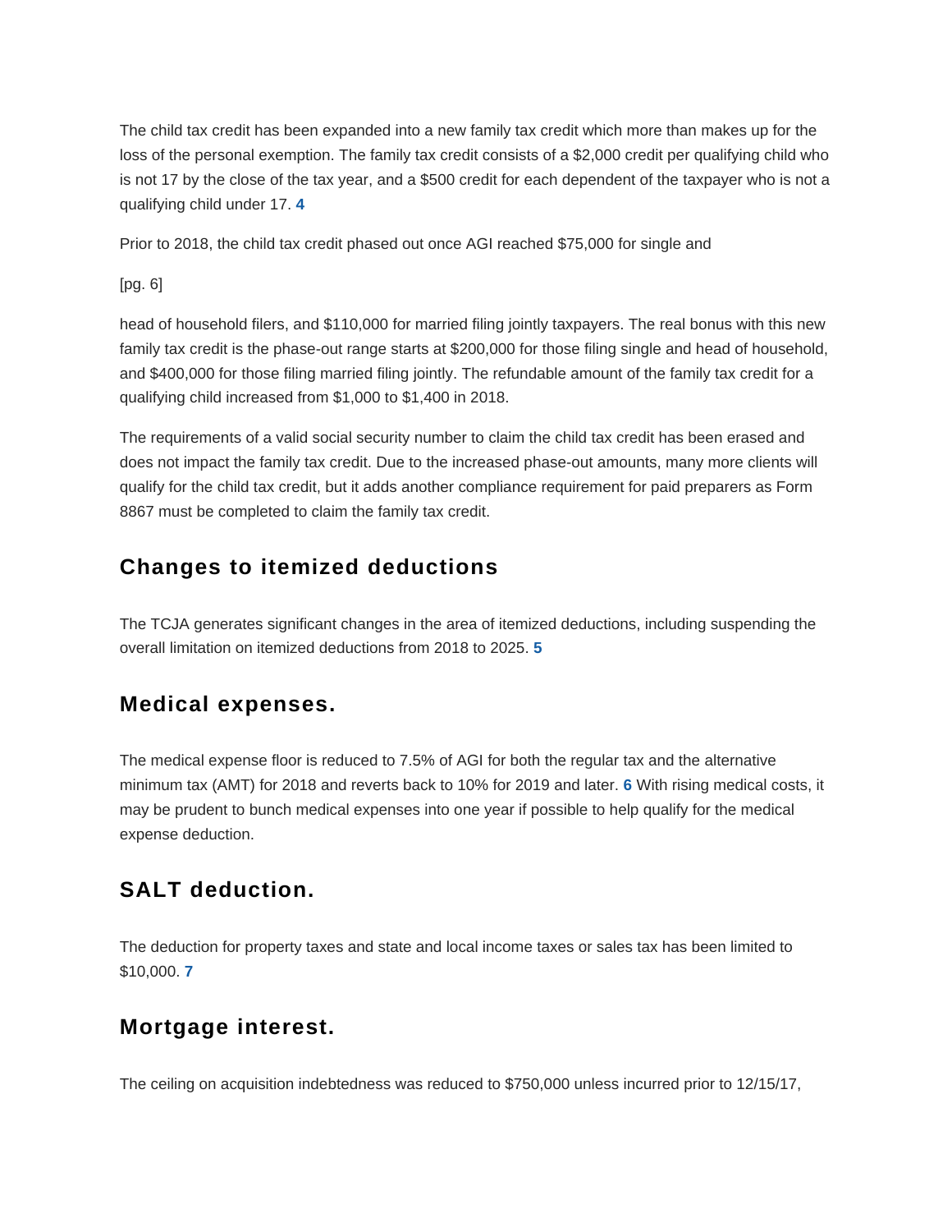The child tax credit has been expanded into a new family tax credit which more than makes up for the loss of the personal exemption. The family tax credit consists of a $2,000 credit per qualifying child who is not 17 by the close of the tax year, and a $500 credit for each dependent of the taxpayer who is not a qualifying child under 17. [4]

Prior to 2018, the child tax credit phased out once AGI reached $75,000 for single and

[pg. 6]

head of household filers, and $110,000 for married filing jointly taxpayers. The real bonus with this new family tax credit is the phase-out range starts at $200,000 for those filing single and head of household, and $400,000 for those filing married filing jointly. The refundable amount of the family tax credit for a qualifying child increased from $1,000 to $1,400 in 2018.

The requirements of a valid social security number to claim the child tax credit has been erased and does not impact the family tax credit. Due to the increased phase-out amounts, many more clients will qualify for the child tax credit, but it adds another compliance requirement for paid preparers as Form 8867 must be completed to claim the family tax credit.

## Changes to itemized deductions

The TCJA generates significant changes in the area of itemized deductions, including suspending the overall limitation on itemized deductions from 2018 to 2025. [5]

## Medical expenses.

The medical expense floor is reduced to 7.5% of AGI for both the regular tax and the alternative minimum tax (AMT) for 2018 and reverts back to 10% for 2019 and later. [6] With rising medical costs, it may be prudent to bunch medical expenses into one year if possible to help qualify for the medical expense deduction.

## SALT deduction.

The deduction for property taxes and state and local income taxes or sales tax has been limited to $10,000. [7]

## Mortgage interest.

The ceiling on acquisition indebtedness was reduced to $750,000 unless incurred prior to 12/15/17,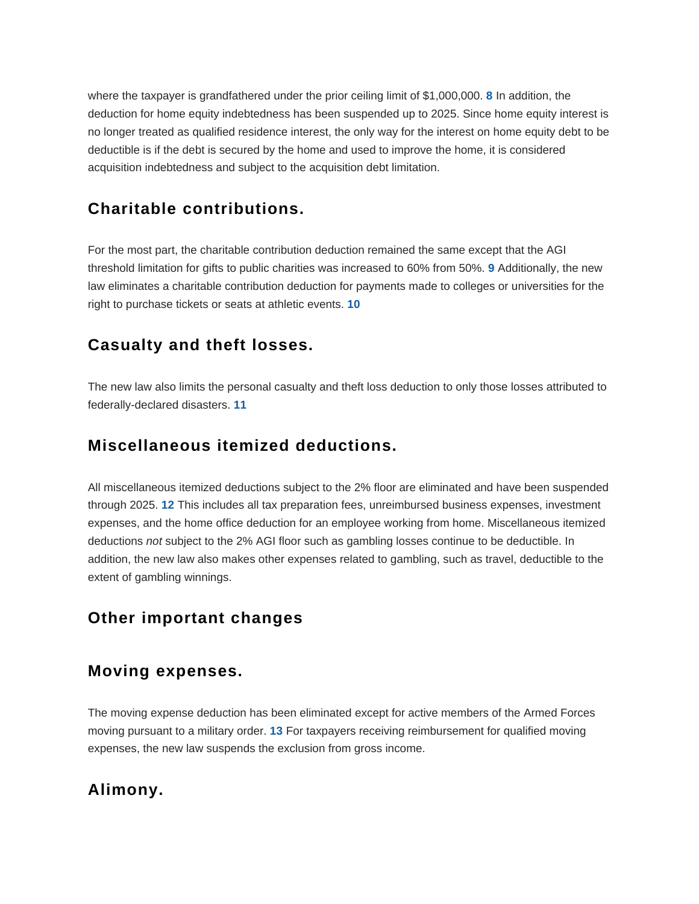where the taxpayer is grandfathered under the prior ceiling limit of $1,000,000. [8] In addition, the deduction for home equity indebtedness has been suspended up to 2025. Since home equity interest is no longer treated as qualified residence interest, the only way for the interest on home equity debt to be deductible is if the debt is secured by the home and used to improve the home, it is considered acquisition indebtedness and subject to the acquisition debt limitation.

## Charitable contributions.

For the most part, the charitable contribution deduction remained the same except that the AGI threshold limitation for gifts to public charities was increased to 60% from 50%. [9] Additionally, the new law eliminates a charitable contribution deduction for payments made to colleges or universities for the right to purchase tickets or seats at athletic events. [10]

## Casualty and theft losses.

The new law also limits the personal casualty and theft loss deduction to only those losses attributed to federally-declared disasters. [11]

## Miscellaneous itemized deductions.

All miscellaneous itemized deductions subject to the 2% floor are eliminated and have been suspended through 2025. [12] This includes all tax preparation fees, unreimbursed business expenses, investment expenses, and the home office deduction for an employee working from home. Miscellaneous itemized deductions *not* subject to the 2% AGI floor such as gambling losses continue to be deductible. In addition, the new law also makes other expenses related to gambling, such as travel, deductible to the extent of gambling winnings.

## Other important changes

## Moving expenses.

The moving expense deduction has been eliminated except for active members of the Armed Forces moving pursuant to a military order. [13] For taxpayers receiving reimbursement for qualified moving expenses, the new law suspends the exclusion from gross income.

## Alimony.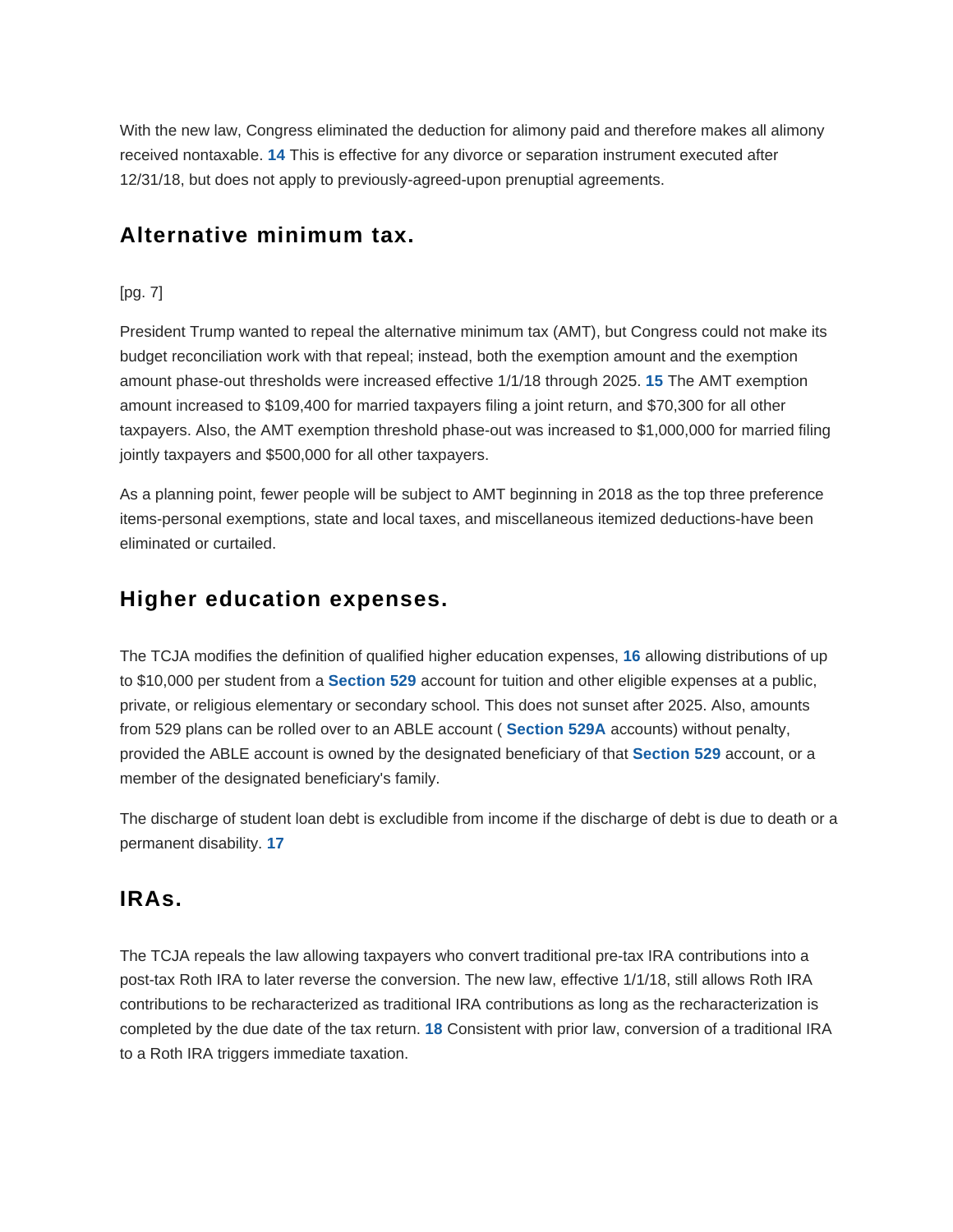With the new law, Congress eliminated the deduction for alimony paid and therefore makes all alimony received nontaxable. [14] This is effective for any divorce or separation instrument executed after 12/31/18, but does not apply to previously-agreed-upon prenuptial agreements.

## Alternative minimum tax.

[pg. 7]

President Trump wanted to repeal the alternative minimum tax (AMT), but Congress could not make its budget reconciliation work with that repeal; instead, both the exemption amount and the exemption amount phase-out thresholds were increased effective 1/1/18 through 2025. [15] The AMT exemption amount increased to $109,400 for married taxpayers filing a joint return, and $70,300 for all other taxpayers. Also, the AMT exemption threshold phase-out was increased to $1,000,000 for married filing jointly taxpayers and $500,000 for all other taxpayers.

As a planning point, fewer people will be subject to AMT beginning in 2018 as the top three preference items-personal exemptions, state and local taxes, and miscellaneous itemized deductions-have been eliminated or curtailed.

## Higher education expenses.

The TCJA modifies the definition of qualified higher education expenses, [16] allowing distributions of up to $10,000 per student from a **Section 529** account for tuition and other eligible expenses at a public, private, or religious elementary or secondary school. This does not sunset after 2025. Also, amounts from 529 plans can be rolled over to an ABLE account ( **Section 529A** accounts) without penalty, provided the ABLE account is owned by the designated beneficiary of that **Section 529** account, or a member of the designated beneficiary's family.

The discharge of student loan debt is excludible from income if the discharge of debt is due to death or a permanent disability. [17]

## IRAs.

The TCJA repeals the law allowing taxpayers who convert traditional pre-tax IRA contributions into a post-tax Roth IRA to later reverse the conversion. The new law, effective 1/1/18, still allows Roth IRA contributions to be recharacterized as traditional IRA contributions as long as the recharacterization is completed by the due date of the tax return. [18] Consistent with prior law, conversion of a traditional IRA to a Roth IRA triggers immediate taxation.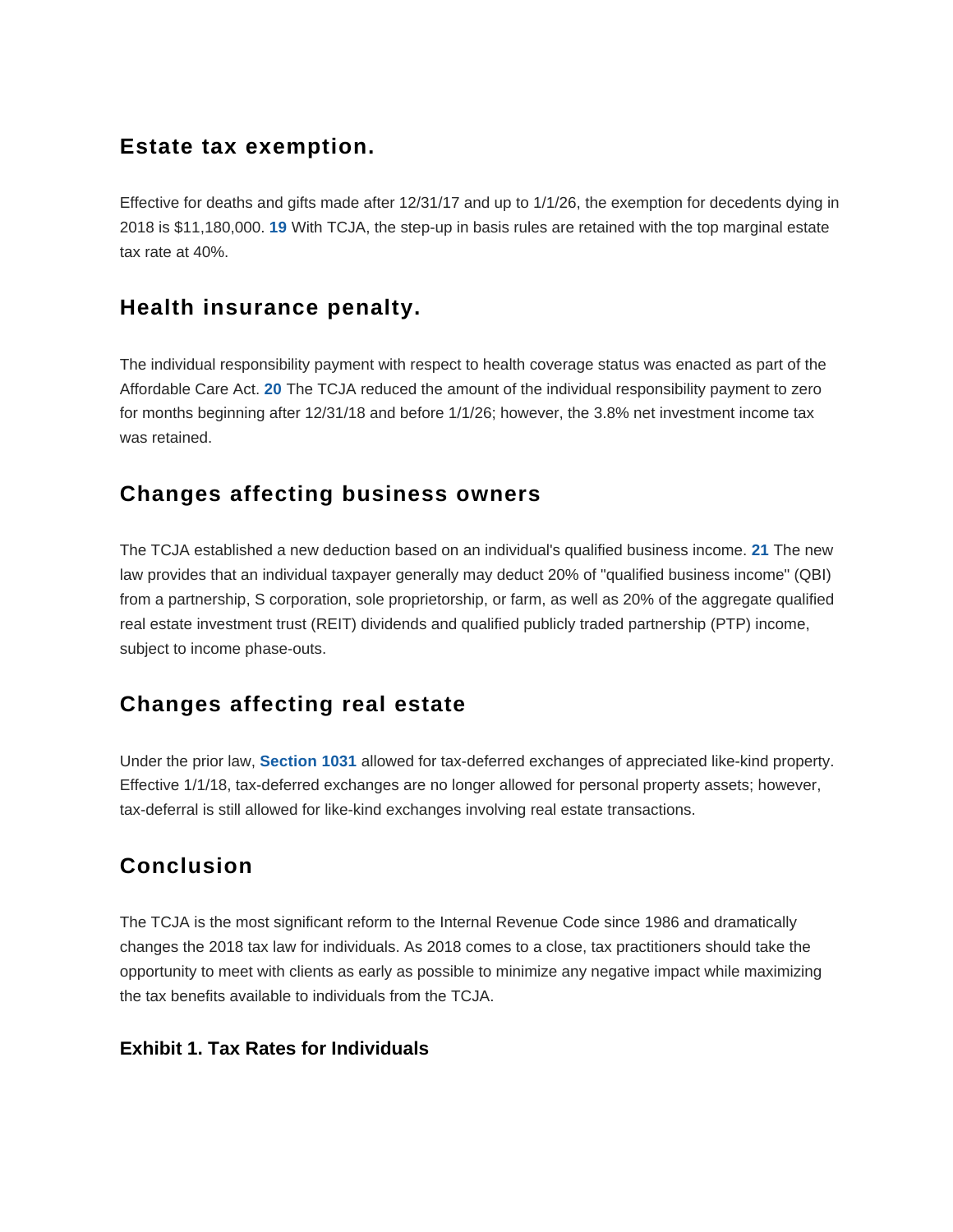## Estate tax exemption.

Effective for deaths and gifts made after 12/31/17 and up to 1/1/26, the exemption for decedents dying in 2018 is $11,180,000. [19] With TCJA, the step-up in basis rules are retained with the top marginal estate tax rate at 40%.

## Health insurance penalty.

The individual responsibility payment with respect to health coverage status was enacted as part of the Affordable Care Act. [20] The TCJA reduced the amount of the individual responsibility payment to zero for months beginning after 12/31/18 and before 1/1/26; however, the 3.8% net investment income tax was retained.

## Changes affecting business owners

The TCJA established a new deduction based on an individual's qualified business income. [21] The new law provides that an individual taxpayer generally may deduct 20% of "qualified business income" (QBI) from a partnership, S corporation, sole proprietorship, or farm, as well as 20% of the aggregate qualified real estate investment trust (REIT) dividends and qualified publicly traded partnership (PTP) income, subject to income phase-outs.

## Changes affecting real estate

Under the prior law, **Section 1031** allowed for tax-deferred exchanges of appreciated like-kind property. Effective 1/1/18, tax-deferred exchanges are no longer allowed for personal property assets; however, tax-deferral is still allowed for like-kind exchanges involving real estate transactions.

## Conclusion

The TCJA is the most significant reform to the Internal Revenue Code since 1986 and dramatically changes the 2018 tax law for individuals. As 2018 comes to a close, tax practitioners should take the opportunity to meet with clients as early as possible to minimize any negative impact while maximizing the tax benefits available to individuals from the TCJA.

### Exhibit 1. Tax Rates for Individuals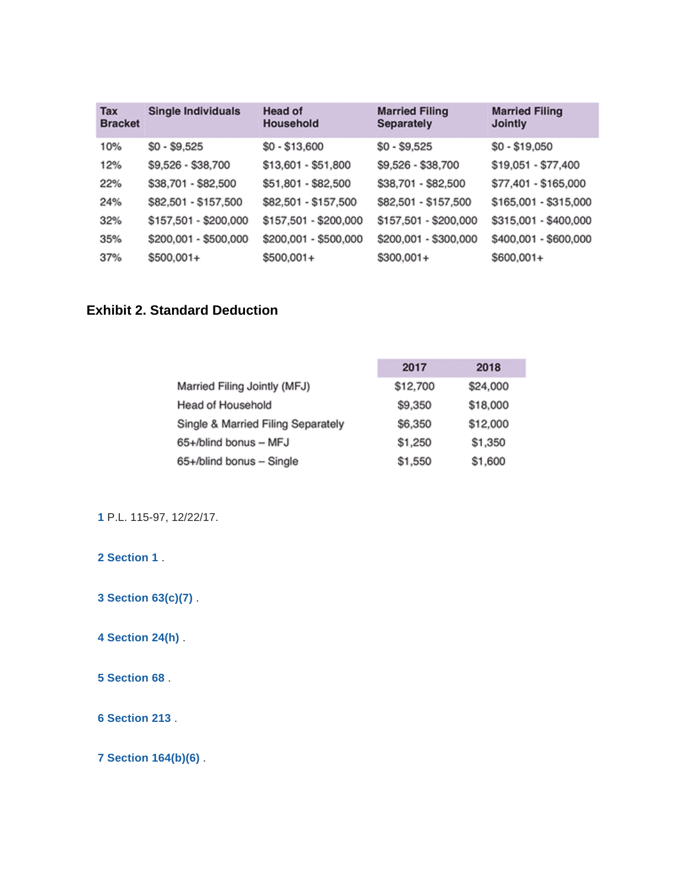| Tax Bracket | Single Individuals | Head of Household | Married Filing Separately | Married Filing Jointly |
| --- | --- | --- | --- | --- |
| 10% | $0 - $9,525 | $0 - $13,600 | $0 - $9,525 | $0 - $19,050 |
| 12% | $9,526 - $38,700 | $13,601 - $51,800 | $9,526 - $38,700 | $19,051 - $77,400 |
| 22% | $38,701 - $82,500 | $51,801 - $82,500 | $38,701 - $82,500 | $77,401 - $165,000 |
| 24% | $82,501 - $157,500 | $82,501 - $157,500 | $82,501 - $157,500 | $165,001 - $315,000 |
| 32% | $157,501 - $200,000 | $157,501 - $200,000 | $157,501 - $200,000 | $315,001 - $400,000 |
| 35% | $200,001 - $500,000 | $200,001 - $500,000 | $200,001 - $300,000 | $400,001 - $600,000 |
| 37% | $500,001+ | $500,001+ | $300,001+ | $600,001+ |

### Exhibit 2. Standard Deduction

| | 2017 | 2018 |
| --- | --- | --- |
| Married Filing Jointly (MFJ) | $12,700 | $24,000 |
| Head of Household | $9,350 | $18,000 |
| Single & Married Filing Separately | $6,350 | $12,000 |
| 65+/blind bonus – MFJ | $1,250 | $1,350 |
| 65+/blind bonus – Single | $1,550 | $1,600 |

1 P.L. 115-97, 12/22/17.

2 Section 1 .

3 Section 63(c)(7) .

4 Section 24(h) .

5 Section 68 .

6 Section 213 .

7 Section 164(b)(6) .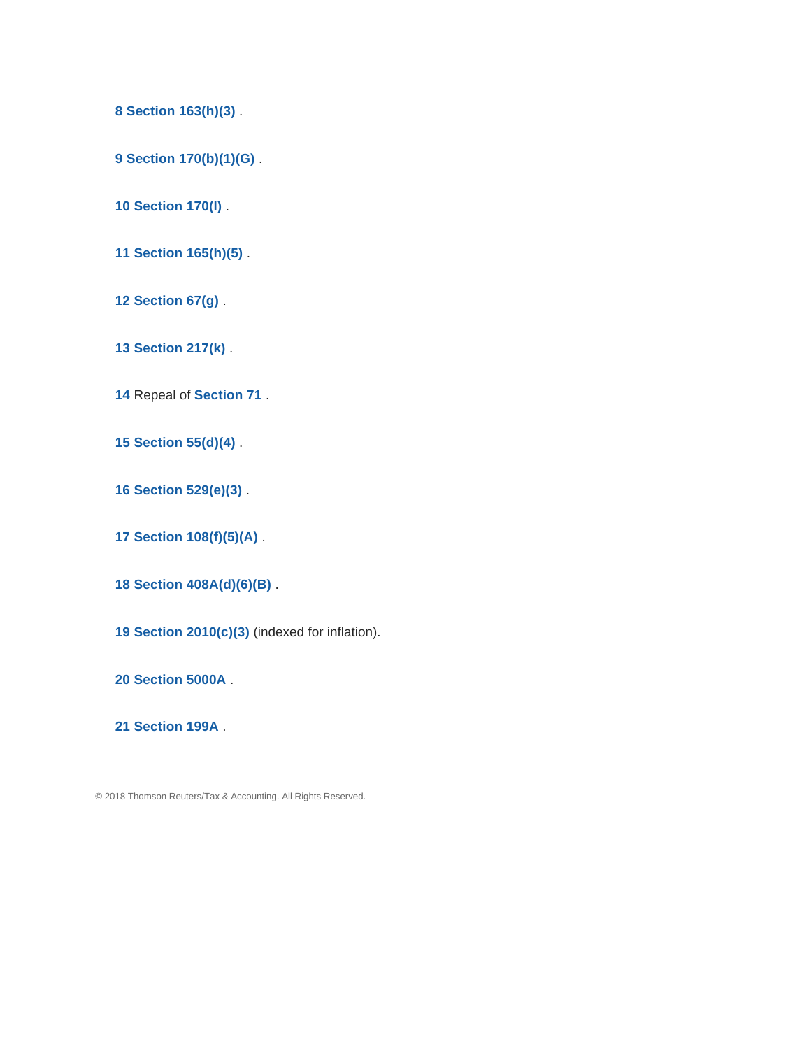8 **Section 163(h)(3)** .

9 **Section 170(b)(1)(G)** .

10 **Section 170(l)** .

11 **Section 165(h)(5)** .

12 **Section 67(g)** .

13 **Section 217(k)** .

14 Repeal of **Section 71** .

15 **Section 55(d)(4)** .

16 **Section 529(e)(3)** .

17 **Section 108(f)(5)(A)** .

18 **Section 408A(d)(6)(B)** .

19 **Section 2010(c)(3)** (indexed for inflation).

20 **Section 5000A** .

21 **Section 199A** .

© 2018 Thomson Reuters/Tax & Accounting. All Rights Reserved.